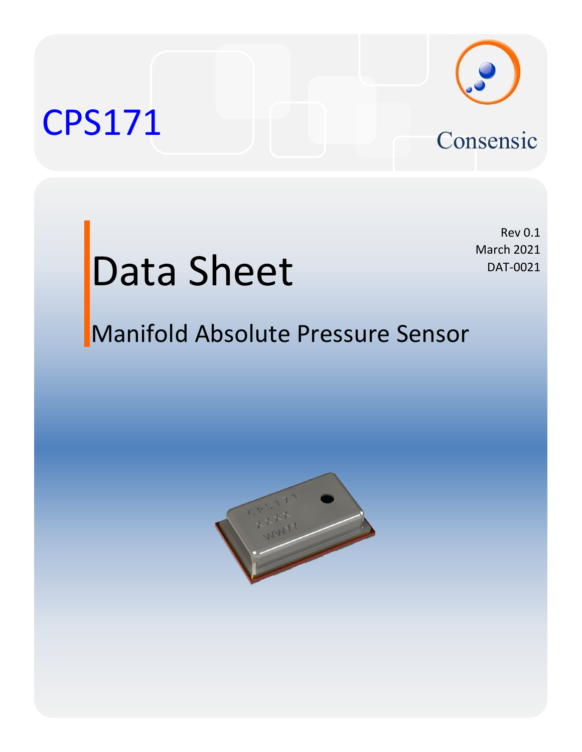# CPS171

Consensic

Rev 0.1
March 2021
DAT-0021

# Data Sheet

## Manifold Absolute Pressure Sensor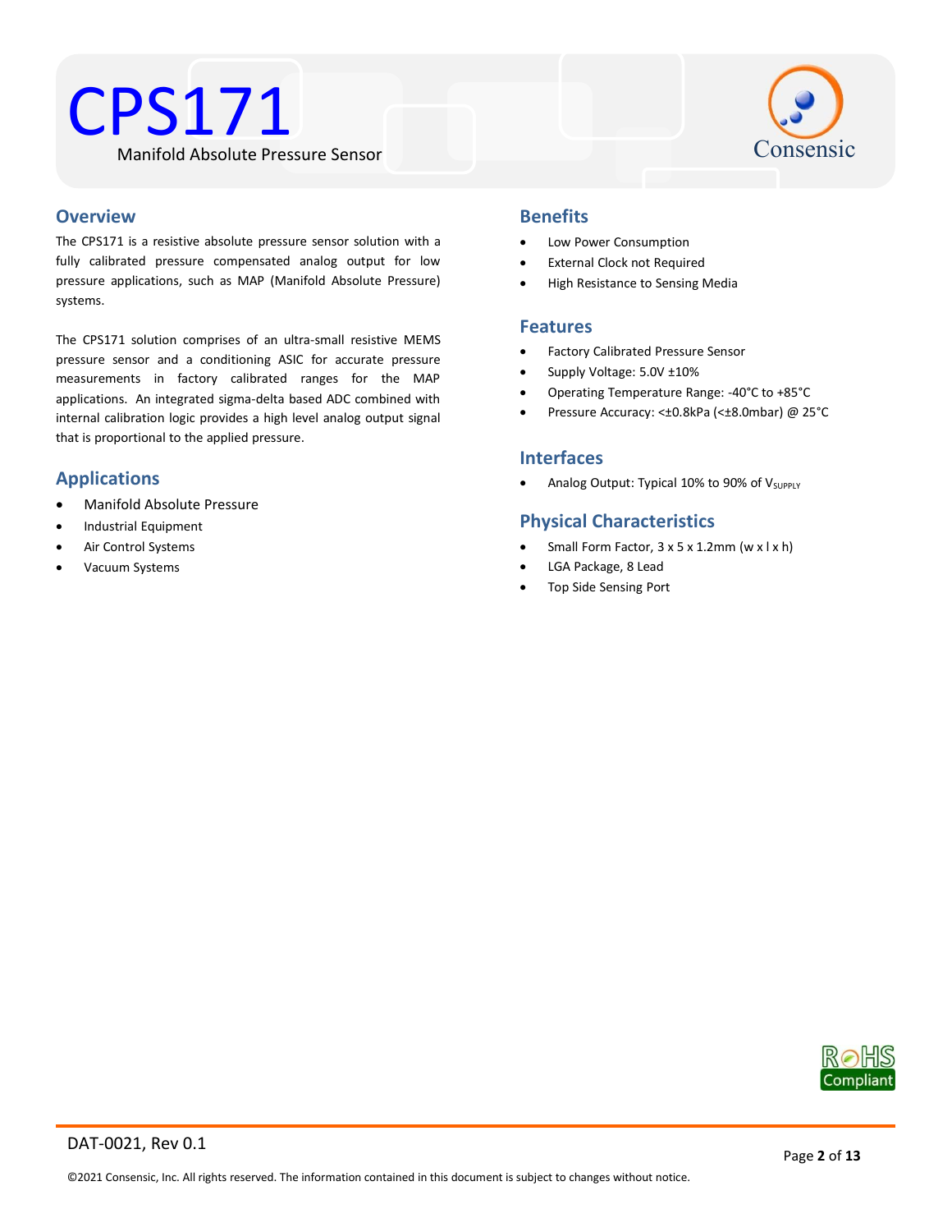# CPS171

Manifold Absolute Pressure Sensor

## Overview

The CPS171 is a resistive absolute pressure sensor solution with a fully calibrated pressure compensated analog output for low pressure applications, such as MAP (Manifold Absolute Pressure) systems.

The CPS171 solution comprises of an ultra-small resistive MEMS pressure sensor and a conditioning ASIC for accurate pressure measurements in factory calibrated ranges for the MAP applications. An integrated sigma-delta based ADC combined with internal calibration logic provides a high level analog output signal that is proportional to the applied pressure.

## Applications

- Manifold Absolute Pressure
- Industrial Equipment
- Air Control Systems
- Vacuum Systems

## Benefits

- Low Power Consumption
- External Clock not Required
- High Resistance to Sensing Media

## Features

- Factory Calibrated Pressure Sensor
- Supply Voltage: 5.0V ±10%
- Operating Temperature Range: -40°C to +85°C
- Pressure Accuracy: <±0.8kPa (<±8.0mbar) @ 25°C

## Interfaces

- Analog Output: Typical 10% to 90% of $V_{SUPPLY}$

## Physical Characteristics

- Small Form Factor, 3 x 5 x 1.2mm (w x l x h)
- LGA Package, 8 Lead
- Top Side Sensing Port

RoHS Compliant

DAT-0021, Rev 0.1

©2021 Consensic, Inc. All rights reserved. The information contained in this document is subject to changes without notice.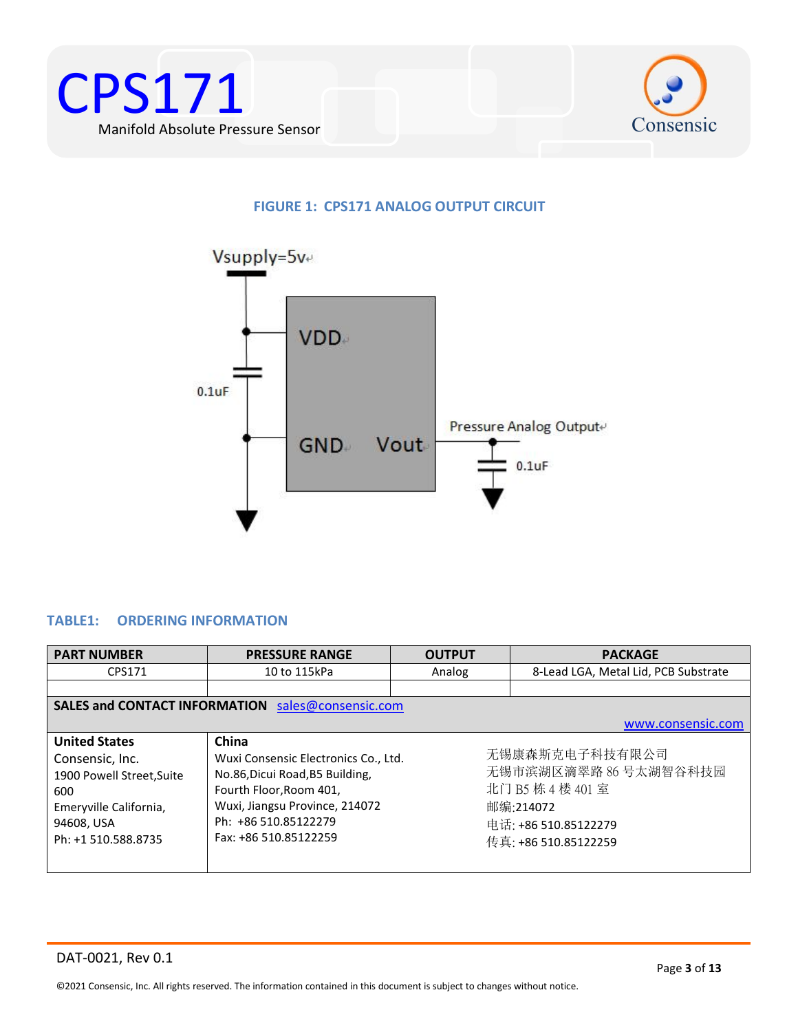FIGURE 1: CPS171 ANALOG OUTPUT CIRCUIT

Vsupply=5v

VDD

0.1uF

GND Vout

Pressure Analog Output

0.1uF

## TABLE1: ORDERING INFORMATION

| PART NUMBER | PRESSURE RANGE | OUTPUT | PACKAGE |
| --- | --- | --- | --- |
| CPS171 | 10 to 115kPa | Analog | 8-Lead LGA, Metal Lid, PCB Substrate |
| | | | |

**SALES and CONTACT INFORMATION** sales@consensic.com

www.consensic.com

| **United States** | **China** | |
| --- | --- | --- |
| Consensic, Inc.<br>1900 Powell Street,Suite 600<br>Emeryville California, 94608, USA<br>Ph: +1 510.588.8735 | Wuxi Consensic Electronics Co., Ltd.<br>No.86,Dicui Road,B5 Building,<br>Fourth Floor,Room 401,<br>Wuxi, Jiangsu Province, 214072<br>Ph: +86 510.85122279<br>Fax: +86 510.85122259 | 无锡康森斯克电子科技有限公司<br>无锡市滨湖区滴翠路 86 号太湖智谷科技园<br>北门 B5 栋 4 楼 401 室<br>邮编:214072<br>电话: +86 510.85122279<br>传真: +86 510.85122259 |

DAT-0021, Rev 0.1

©2021 Consensic, Inc. All rights reserved. The information contained in this document is subject to changes without notice.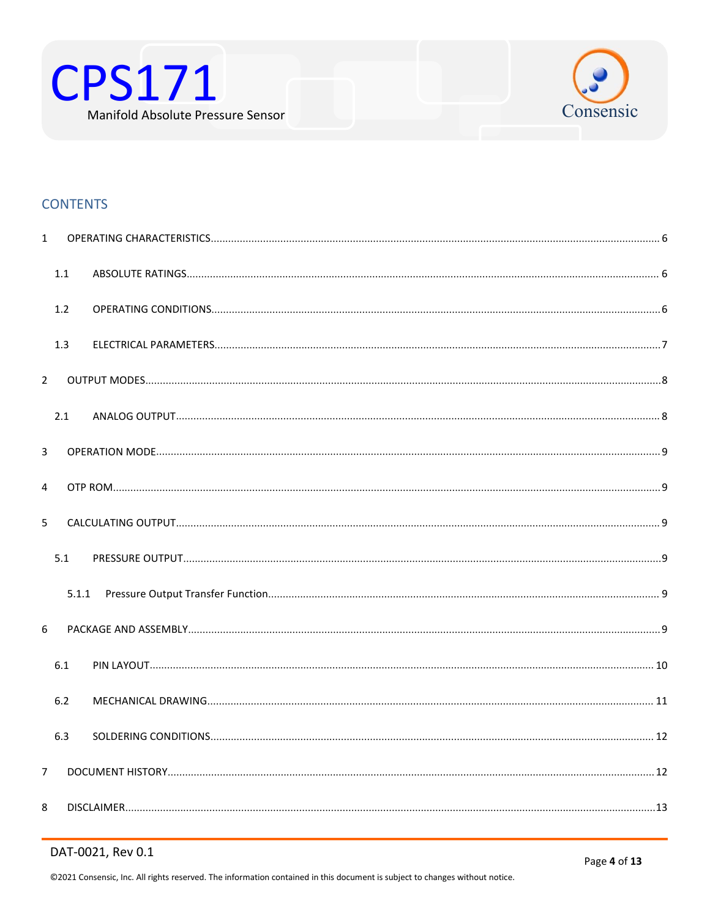## CONTENTS

1 OPERATING CHARACTERISTICS.......................................................... 6

 1.1 ABSOLUTE RATINGS.......................................................... 6

 1.2 OPERATING CONDITIONS.......................................................... 6

 1.3 ELECTRICAL PARAMETERS.......................................................... 7

2 OUTPUT MODES.......................................................... 8

 2.1 ANALOG OUTPUT.......................................................... 8

3 OPERATION MODE.......................................................... 9

4 OTP ROM.......................................................... 9

5 CALCULATING OUTPUT.......................................................... 9

 5.1 PRESSURE OUTPUT.......................................................... 9

  5.1.1 Pressure Output Transfer Function.......................................................... 9

6 PACKAGE AND ASSEMBLY.......................................................... 9

 6.1 PIN LAYOUT.......................................................... 10

 6.2 MECHANICAL DRAWING.......................................................... 11

 6.3 SOLDERING CONDITIONS.......................................................... 12

7 DOCUMENT HISTORY.......................................................... 12

8 DISCLAIMER.......................................................... 13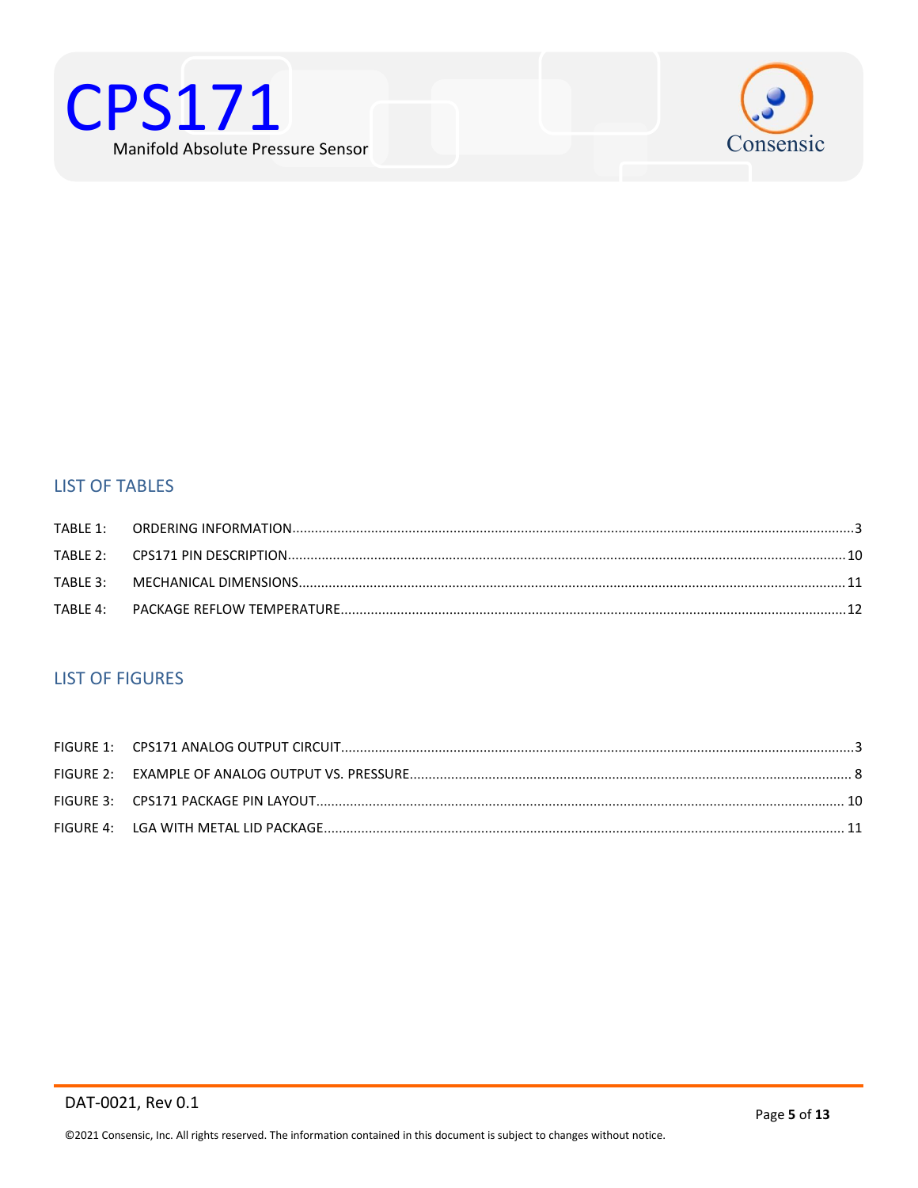## LIST OF TABLES

TABLE 1: ORDERING INFORMATION....3

TABLE 2: CPS171 PIN DESCRIPTION....10

TABLE 3: MECHANICAL DIMENSIONS....11

TABLE 4: PACKAGE REFLOW TEMPERATURE....12

## LIST OF FIGURES

FIGURE 1: CPS171 ANALOG OUTPUT CIRCUIT....3

FIGURE 2: EXAMPLE OF ANALOG OUTPUT VS. PRESSURE....8

FIGURE 3: CPS171 PACKAGE PIN LAYOUT....10

FIGURE 4: LGA WITH METAL LID PACKAGE....11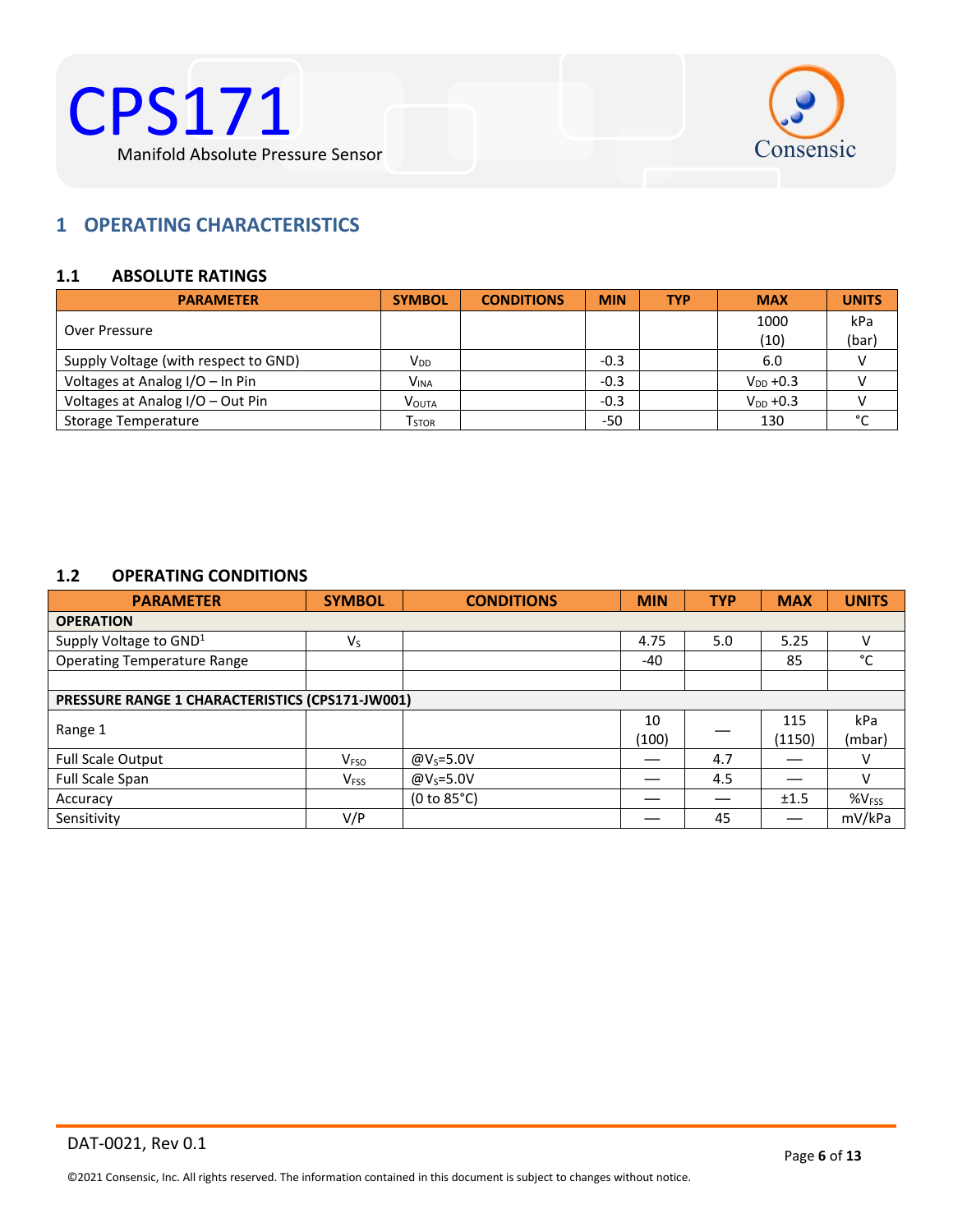# 1 OPERATING CHARACTERISTICS

## 1.1 ABSOLUTE RATINGS

| PARAMETER | SYMBOL | CONDITIONS | MIN | TYP | MAX | UNITS |
|---|---|---|---|---|---|---|
| Over Pressure | | | | | 1000 (10) | kPa (bar) |
| Supply Voltage (with respect to GND) | $V_{DD}$ | | -0.3 | | 6.0 | V |
| Voltages at Analog I/O – In Pin | $V_{INA}$ | | -0.3 | | $V_{DD}$ +0.3 | V |
| Voltages at Analog I/O – Out Pin | $V_{OUTA}$ | | -0.3 | | $V_{DD}$ +0.3 | V |
| Storage Temperature | $T_{STOR}$ | | -50 | | 130 | °C |

## 1.2 OPERATING CONDITIONS

| PARAMETER | SYMBOL | CONDITIONS | MIN | TYP | MAX | UNITS |
|---|---|---|---|---|---|---|
| **OPERATION** | | | | | | |
| Supply Voltage to GND[1] | $V_S$ | | 4.75 | 5.0 | 5.25 | V |
| Operating Temperature Range | | | -40 | | 85 | °C |
| | | | | | | |
| **PRESSURE RANGE 1 CHARACTERISTICS (CPS171-JW001)** | | | | | | |
| Range 1 | | | 10 (100) | — | 115 (1150) | kPa (mbar) |
| Full Scale Output | $V_{FSO}$ | @$V_S$=5.0V | — | 4.7 | — | V |
| Full Scale Span | $V_{FSS}$ | @$V_S$=5.0V | — | 4.5 | — | V |
| Accuracy | | (0 to 85°C) | — | — | ±1.5 | %$V_{FSS}$ |
| Sensitivity | V/P | | — | 45 | — | mV/kPa |

DAT-0021, Rev 0.1

©2021 Consensic, Inc. All rights reserved. The information contained in this document is subject to changes without notice.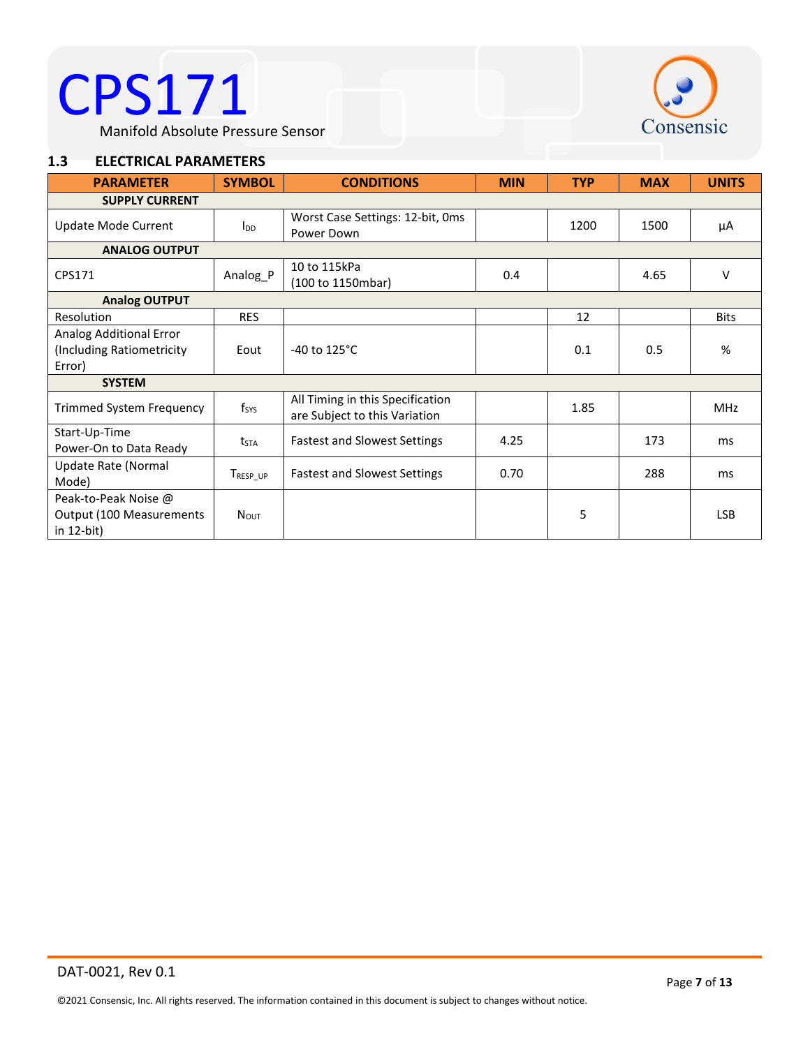## 1.3 ELECTRICAL PARAMETERS

| PARAMETER | SYMBOL | CONDITIONS | MIN | TYP | MAX | UNITS |
|---|---|---|---|---|---|---|
| **SUPPLY CURRENT** | | | | | | |
| Update Mode Current | $I_{DD}$ | Worst Case Settings: 12-bit, 0ms Power Down | | 1200 | 1500 | µA |
| **ANALOG OUTPUT** | | | | | | |
| CPS171 | Analog_P | 10 to 115kPa (100 to 1150mbar) | 0.4 | | 4.65 | V |
| **Analog OUTPUT** | | | | | | |
| Resolution | RES | | | 12 | | Bits |
| Analog Additional Error (Including Ratiometricity Error) | Eout | -40 to 125°C | | 0.1 | 0.5 | % |
| **SYSTEM** | | | | | | |
| Trimmed System Frequency | $f_{SYS}$ | All Timing in this Specification are Subject to this Variation | | 1.85 | | MHz |
| Start-Up-Time Power-On to Data Ready | $t_{STA}$ | Fastest and Slowest Settings | 4.25 | | 173 | ms |
| Update Rate (Normal Mode) | $T_{RESP\_UP}$ | Fastest and Slowest Settings | 0.70 | | 288 | ms |
| Peak-to-Peak Noise @ Output (100 Measurements in 12-bit) | $N_{OUT}$ | | | 5 | | LSB |

DAT-0021, Rev 0.1

©2021 Consensic, Inc. All rights reserved. The information contained in this document is subject to changes without notice.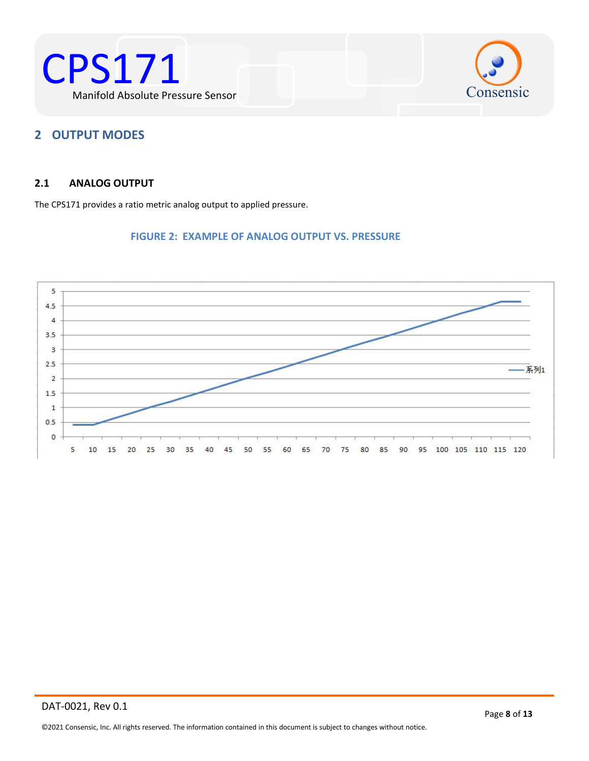## 2 OUTPUT MODES

### 2.1 ANALOG OUTPUT

The CPS171 provides a ratio metric analog output to applied pressure.

**FIGURE 2: EXAMPLE OF ANALOG OUTPUT VS. PRESSURE**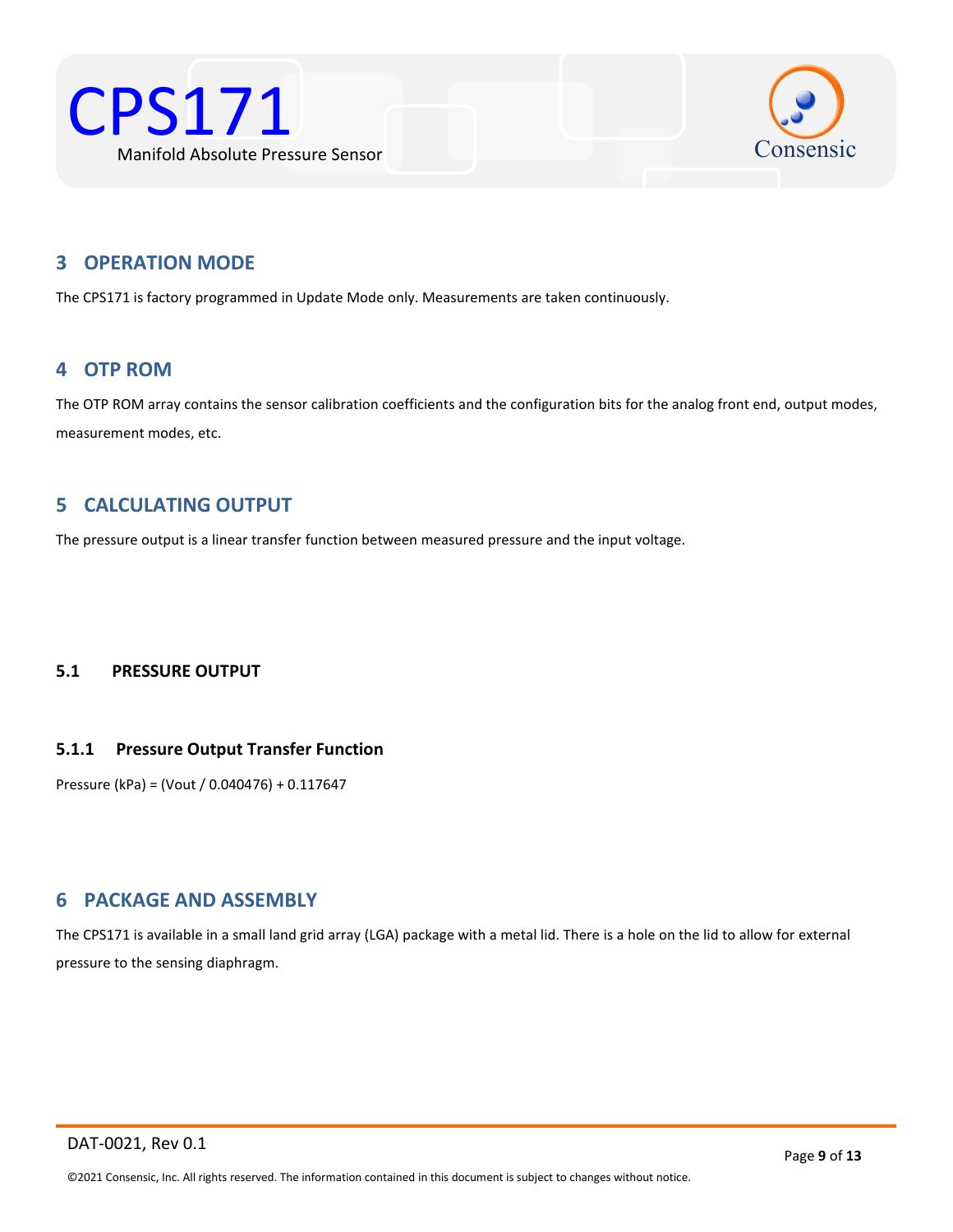## 3 OPERATION MODE

The CPS171 is factory programmed in Update Mode only. Measurements are taken continuously.

## 4 OTP ROM

The OTP ROM array contains the sensor calibration coefficients and the configuration bits for the analog front end, output modes, measurement modes, etc.

## 5 CALCULATING OUTPUT

The pressure output is a linear transfer function between measured pressure and the input voltage.

### 5.1 PRESSURE OUTPUT

#### 5.1.1 Pressure Output Transfer Function

Pressure (kPa) = (Vout / 0.040476) + 0.117647

## 6 PACKAGE AND ASSEMBLY

The CPS171 is available in a small land grid array (LGA) package with a metal lid. There is a hole on the lid to allow for external pressure to the sensing diaphragm.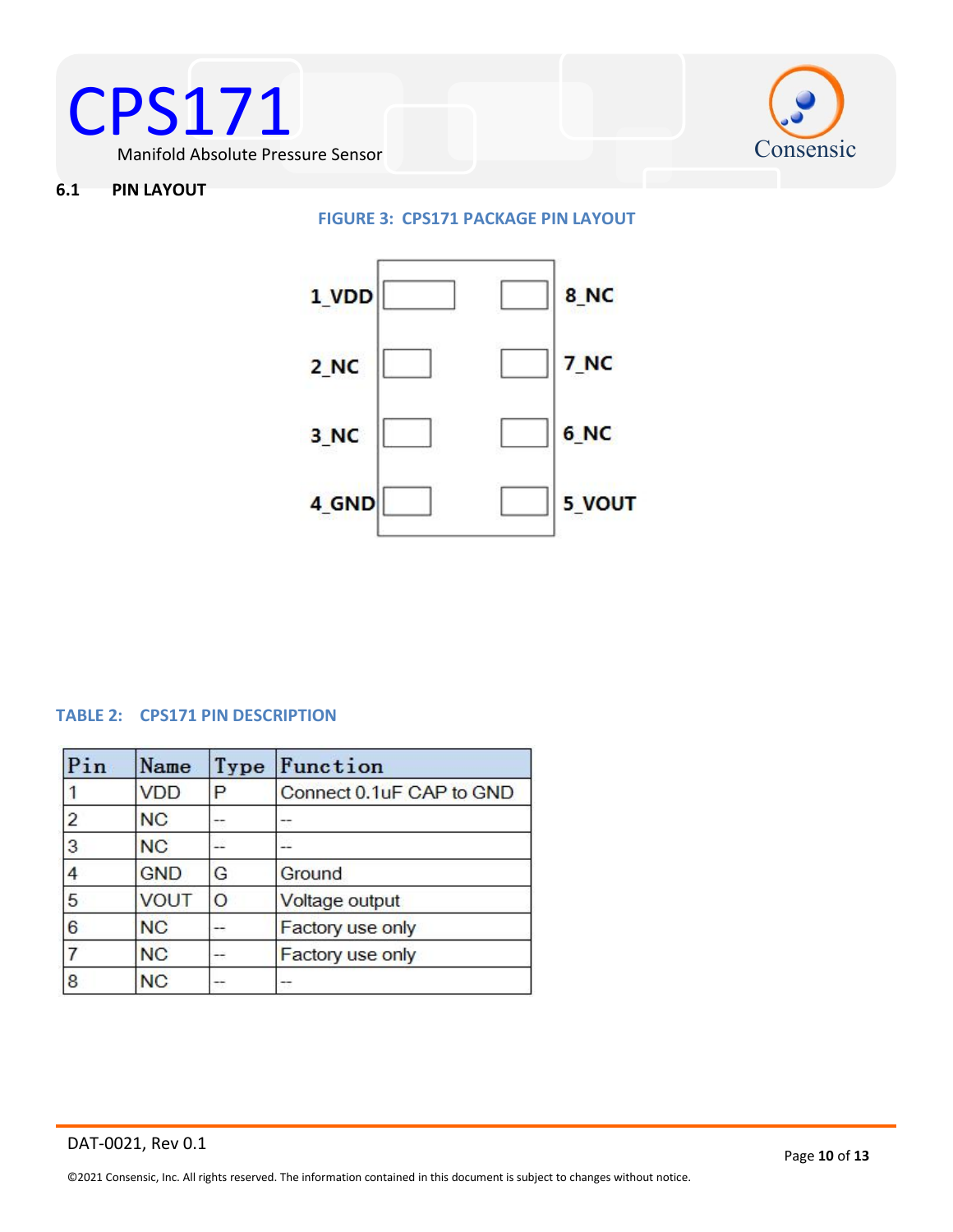### 6.1 PIN LAYOUT

FIGURE 3: CPS171 PACKAGE PIN LAYOUT

1_VDD 8_NC

2_NC 7_NC

3_NC 6_NC

4_GND 5_VOUT

TABLE 2: CPS171 PIN DESCRIPTION

| Pin | Name | Type | Function |
|---|---|---|---|
| 1 | VDD | P | Connect 0.1uF CAP to GND |
| 2 | NC | -- | -- |
| 3 | NC | -- | -- |
| 4 | GND | G | Ground |
| 5 | VOUT | O | Voltage output |
| 6 | NC | -- | Factory use only |
| 7 | NC | -- | Factory use only |
| 8 | NC | -- | -- |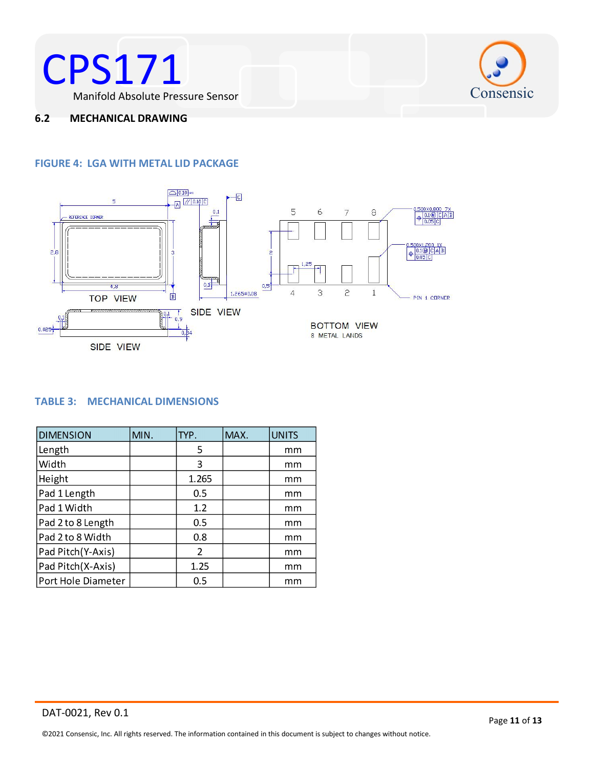## 6.2 MECHANICAL DRAWING

### FIGURE 4: LGA WITH METAL LID PACKAGE

### TABLE 3: MECHANICAL DIMENSIONS

| DIMENSION | MIN. | TYP. | MAX. | UNITS |
|---|---|---|---|---|
| Length | | 5 | | mm |
| Width | | 3 | | mm |
| Height | | 1.265 | | mm |
| Pad 1 Length | | 0.5 | | mm |
| Pad 1 Width | | 1.2 | | mm |
| Pad 2 to 8 Length | | 0.5 | | mm |
| Pad 2 to 8 Width | | 0.8 | | mm |
| Pad Pitch(Y-Axis) | | 2 | | mm |
| Pad Pitch(X-Axis) | | 1.25 | | mm |
| Port Hole Diameter | | 0.5 | | mm |

DAT-0021, Rev 0.1

©2021 Consensic, Inc. All rights reserved. The information contained in this document is subject to changes without notice.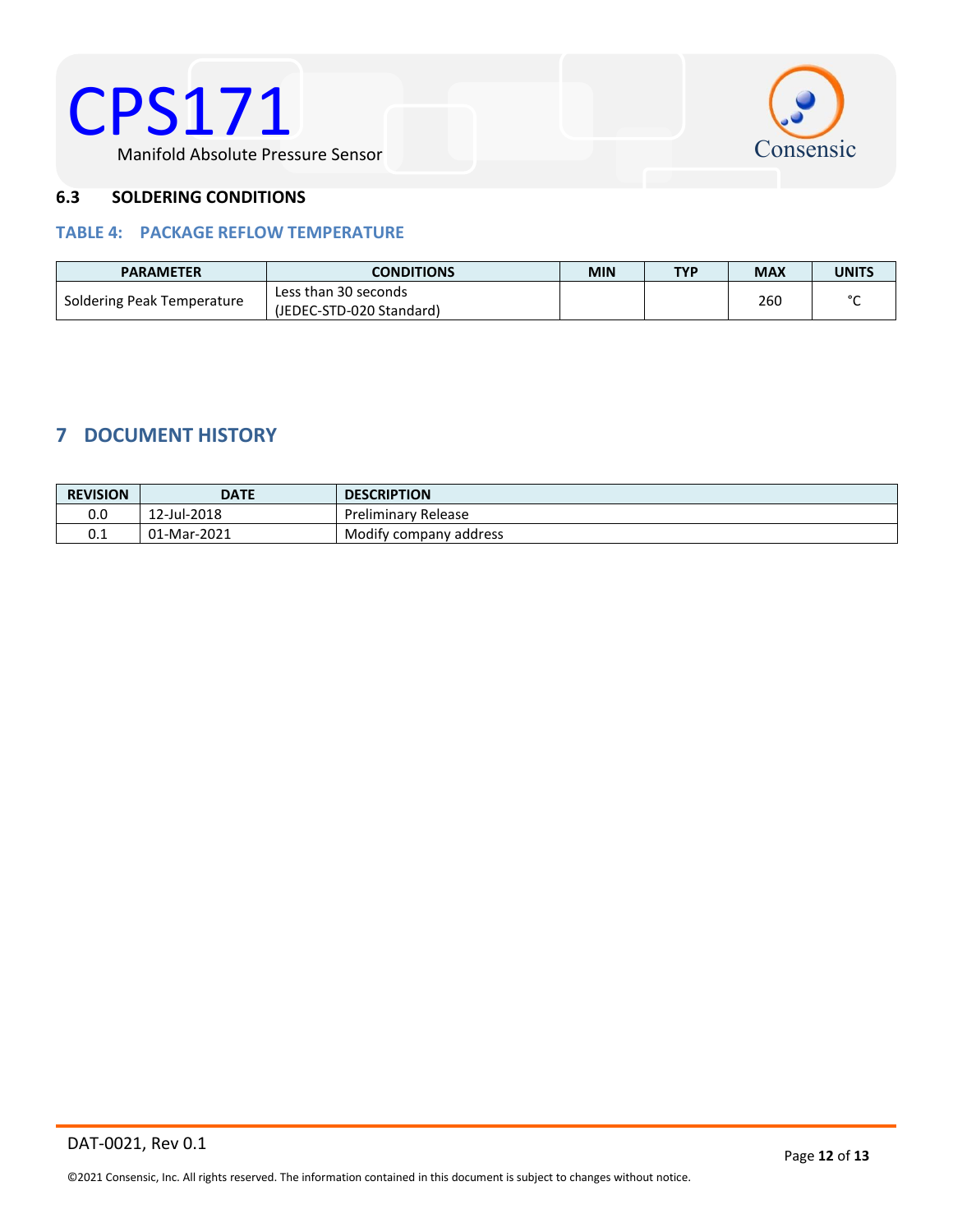### 6.3 SOLDERING CONDITIONS

**TABLE 4: PACKAGE REFLOW TEMPERATURE**

| PARAMETER | CONDITIONS | MIN | TYP | MAX | UNITS |
|---|---|---|---|---|---|
| Soldering Peak Temperature | Less than 30 seconds (JEDEC-STD-020 Standard) | | | 260 | °C |

## 7 DOCUMENT HISTORY

| REVISION | DATE | DESCRIPTION |
|---|---|---|
| 0.0 | 12-Jul-2018 | Preliminary Release |
| 0.1 | 01-Mar-2021 | Modify company address |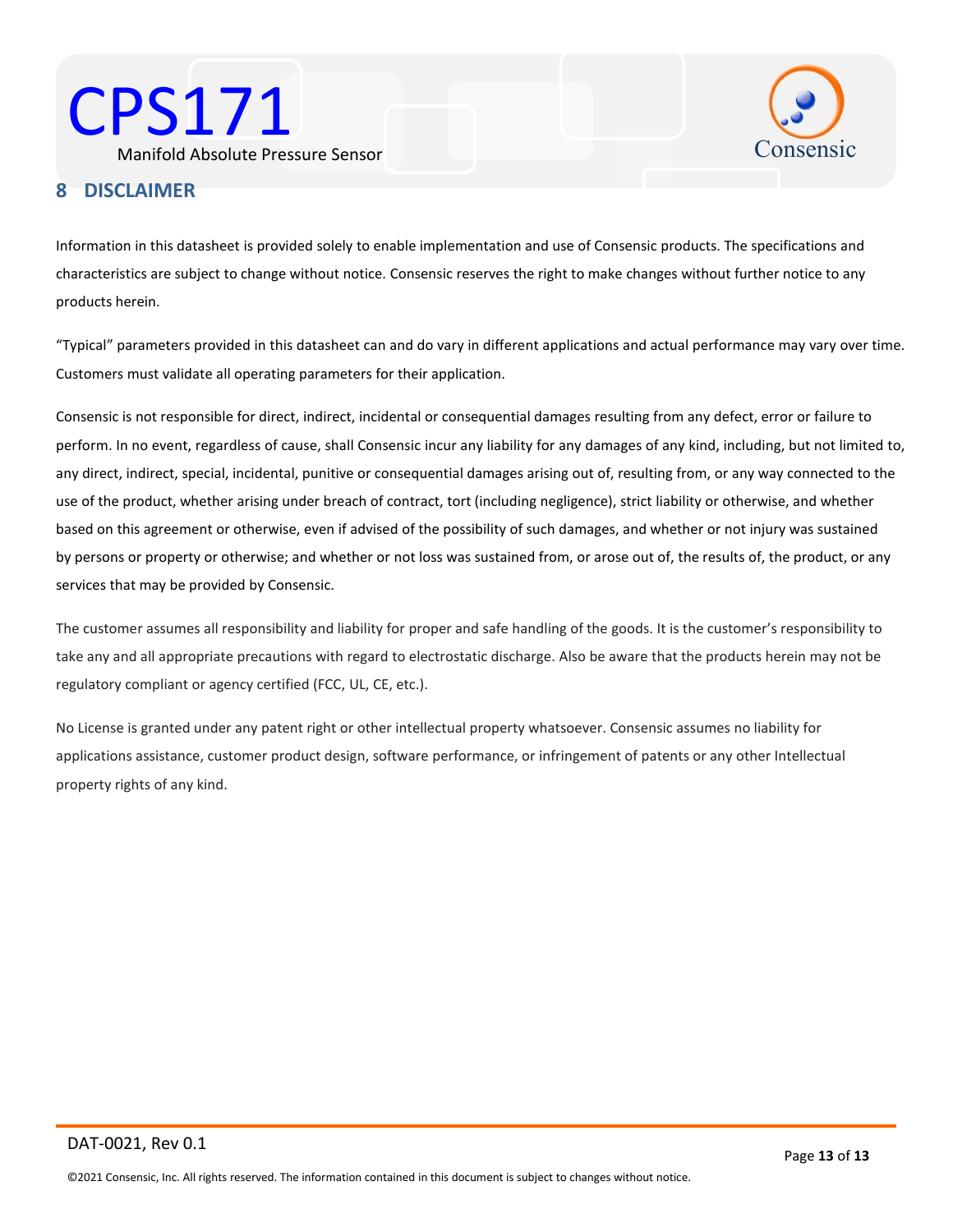## 8 DISCLAIMER

Information in this datasheet is provided solely to enable implementation and use of Consensic products. The specifications and characteristics are subject to change without notice. Consensic reserves the right to make changes without further notice to any products herein.

"Typical" parameters provided in this datasheet can and do vary in different applications and actual performance may vary over time. Customers must validate all operating parameters for their application.

Consensic is not responsible for direct, indirect, incidental or consequential damages resulting from any defect, error or failure to perform. In no event, regardless of cause, shall Consensic incur any liability for any damages of any kind, including, but not limited to, any direct, indirect, special, incidental, punitive or consequential damages arising out of, resulting from, or any way connected to the use of the product, whether arising under breach of contract, tort (including negligence), strict liability or otherwise, and whether based on this agreement or otherwise, even if advised of the possibility of such damages, and whether or not injury was sustained by persons or property or otherwise; and whether or not loss was sustained from, or arose out of, the results of, the product, or any services that may be provided by Consensic.

The customer assumes all responsibility and liability for proper and safe handling of the goods. It is the customer's responsibility to take any and all appropriate precautions with regard to electrostatic discharge. Also be aware that the products herein may not be regulatory compliant or agency certified (FCC, UL, CE, etc.).

No License is granted under any patent right or other intellectual property whatsoever. Consensic assumes no liability for applications assistance, customer product design, software performance, or infringement of patents or any other Intellectual property rights of any kind.